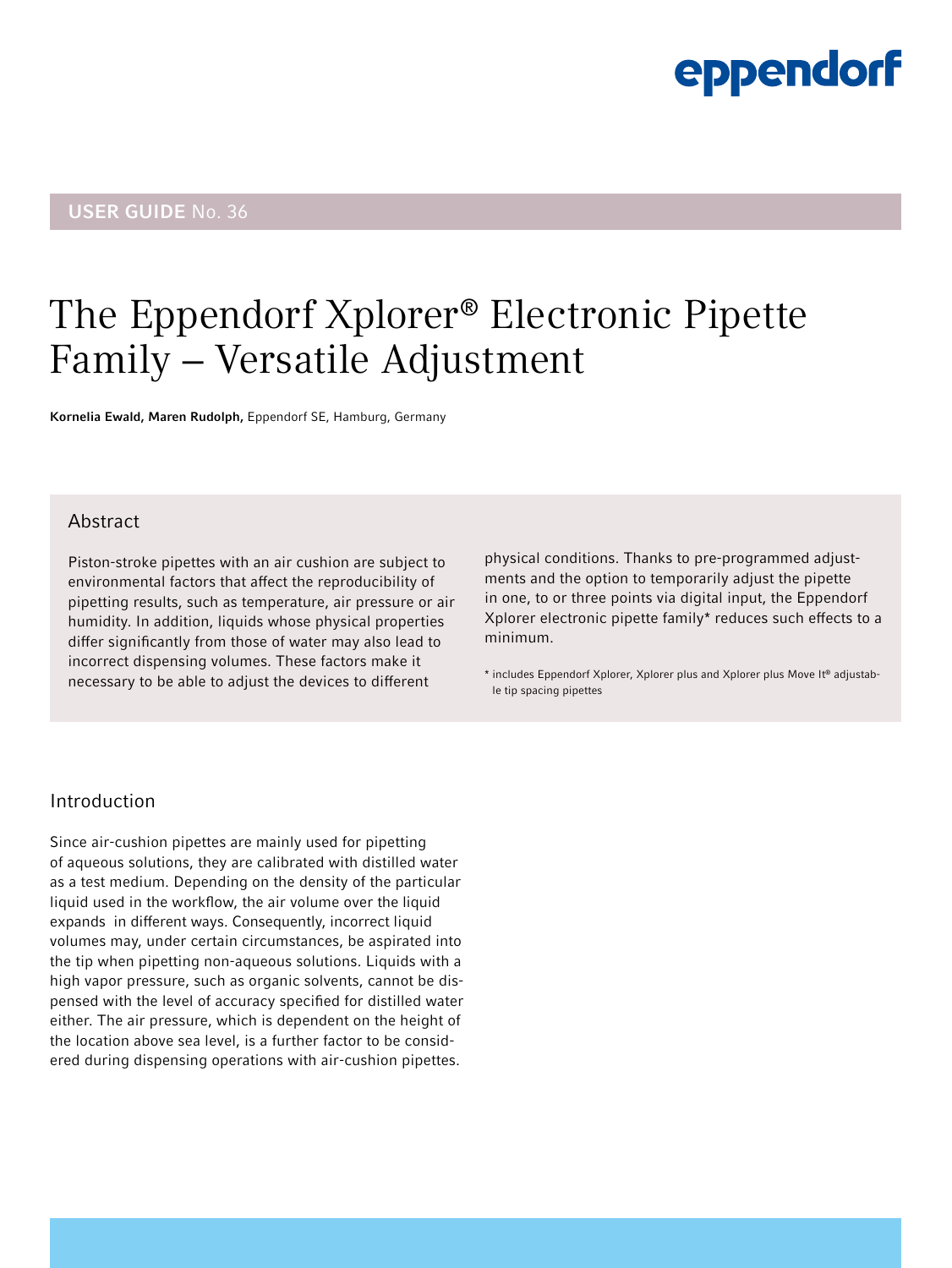eppendorf

USER GUIDE No. 36

# The Eppendorf Xplorer® Electronic Pipette Family – Versatile Adjustment

**Kornelia Ewald, Maren Rudolph,** Eppendorf SE, Hamburg, Germany

## Abstract

Piston-stroke pipettes with an air cushion are subject to environmental factors that affect the reproducibility of pipetting results, such as temperature, air pressure or air humidity. In addition, liquids whose physical properties differ significantly from those of water may also lead to incorrect dispensing volumes. These factors make it necessary to be able to adjust the devices to different physical conditions. Thanks to pre-programmed adjustments and the option to temporarily adjust the pipette in one, to or three points via digital input, the Eppendorf Xplorer electronic pipette family* reduces such effects to a minimum.

* includes Eppendorf Xplorer, Xplorer plus and Xplorer plus Move It® adjustable tip spacing pipettes

## Introduction

Since air-cushion pipettes are mainly used for pipetting of aqueous solutions, they are calibrated with distilled water as a test medium. Depending on the density of the particular liquid used in the workflow, the air volume over the liquid expands  in different ways. Consequently, incorrect liquid volumes may, under certain circumstances, be aspirated into the tip when pipetting non-aqueous solutions. Liquids with a high vapor pressure, such as organic solvents, cannot be dispensed with the level of accuracy specified for distilled water either. The air pressure, which is dependent on the height of the location above sea level, is a further factor to be considered during dispensing operations with air-cushion pipettes.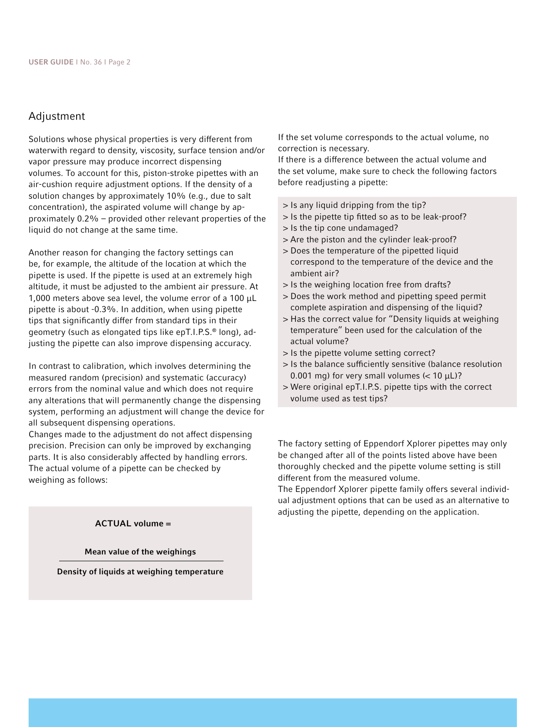## Adjustment

Solutions whose physical properties is very different from waterwith regard to density, viscosity, surface tension and/or vapor pressure may produce incorrect dispensing volumes. To account for this, piston-stroke pipettes with an air-cushion require adjustment options. If the density of a solution changes by approximately 10% (e.g., due to salt concentration), the aspirated volume will change by approximately 0.2% – provided other relevant properties of the liquid do not change at the same time.

Another reason for changing the factory settings can be, for example, the altitude of the location at which the pipette is used. If the pipette is used at an extremely high altitude, it must be adjusted to the ambient air pressure. At 1,000 meters above sea level, the volume error of a 100 µL pipette is about -0.3%. In addition, when using pipette tips that significantly differ from standard tips in their geometry (such as elongated tips like epT.I.P.S.® long), adjusting the pipette can also improve dispensing accuracy.

In contrast to calibration, which involves determining the measured random (precision) and systematic (accuracy) errors from the nominal value and which does not require any alterations that will permanently change the dispensing system, performing an adjustment will change the device for all subsequent dispensing operations.
Changes made to the adjustment do not affect dispensing precision. Precision can only be improved by exchanging parts. It is also considerably affected by handling errors. The actual volume of a pipette can be checked by weighing as follows:

$$\textbf{ACTUAL volume} = \frac{\textbf{Mean value of the weighings}}{\textbf{Density of liquids at weighing temperature}}$$

If the set volume corresponds to the actual volume, no correction is necessary.
If there is a difference between the actual volume and the set volume, make sure to check the following factors before readjusting a pipette:

> Is any liquid dripping from the tip?
> Is the pipette tip fitted so as to be leak-proof?
> Is the tip cone undamaged?
> Are the piston and the cylinder leak-proof?
> Does the temperature of the pipetted liquid correspond to the temperature of the device and the ambient air?
> Is the weighing location free from drafts?
> Does the work method and pipetting speed permit complete aspiration and dispensing of the liquid?
> Has the correct value for "Density liquids at weighing temperature" been used for the calculation of the actual volume?
> Is the pipette volume setting correct?
> Is the balance sufficiently sensitive (balance resolution 0.001 mg) for very small volumes (< 10 µL)?
> Were original epT.I.P.S. pipette tips with the correct volume used as test tips?

The factory setting of Eppendorf Xplorer pipettes may only be changed after all of the points listed above have been thoroughly checked and the pipette volume setting is still different from the measured volume.
The Eppendorf Xplorer pipette family offers several individual adjustment options that can be used as an alternative to adjusting the pipette, depending on the application.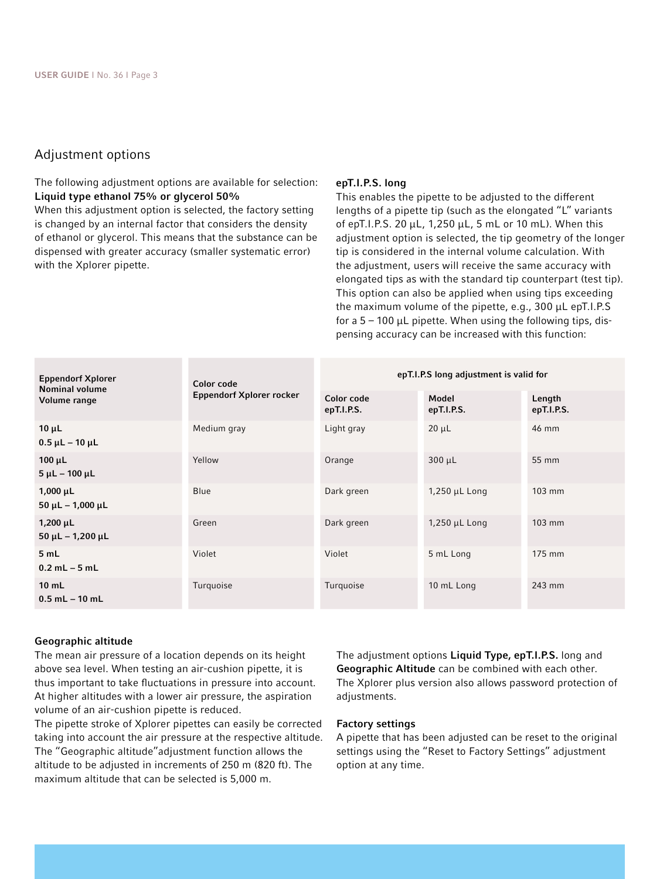## Adjustment options

The following adjustment options are available for selection:

### Liquid type ethanol 75% or glycerol 50%

When this adjustment option is selected, the factory setting is changed by an internal factor that considers the density of ethanol or glycerol. This means that the substance can be dispensed with greater accuracy (smaller systematic error) with the Xplorer pipette.

### epT.I.P.S. long

This enables the pipette to be adjusted to the different lengths of a pipette tip (such as the elongated "L" variants of epT.I.P.S. 20 µL, 1,250 µL, 5 mL or 10 mL). When this adjustment option is selected, the tip geometry of the longer tip is considered in the internal volume calculation. With the adjustment, users will receive the same accuracy with elongated tips as with the standard tip counterpart (test tip). This option can also be applied when using tips exceeding the maximum volume of the pipette, e.g., 300 µL epT.I.P.S for a 5 – 100 µL pipette. When using the following tips, dispensing accuracy can be increased with this function:

| Eppendorf Xplorer Nominal volume Volume range | Color code Eppendorf Xplorer rocker | epT.I.P.S long adjustment is valid for | | |
|---|---|---|---|---|
| | | Color code epT.I.P.S. | Model epT.I.P.S. | Length epT.I.P.S. |
| 10 µL<br>0.5 µL – 10 µL | Medium gray | Light gray | 20 µL | 46 mm |
| 100 µL<br>5 µL – 100 µL | Yellow | Orange | 300 µL | 55 mm |
| 1,000 µL<br>50 µL – 1,000 µL | Blue | Dark green | 1,250 µL Long | 103 mm |
| 1,200 µL<br>50 µL – 1,200 µL | Green | Dark green | 1,250 µL Long | 103 mm |
| 5 mL<br>0.2 mL – 5 mL | Violet | Violet | 5 mL Long | 175 mm |
| 10 mL<br>0.5 mL – 10 mL | Turquoise | Turquoise | 10 mL Long | 243 mm |

### Geographic altitude

The mean air pressure of a location depends on its height above sea level. When testing an air-cushion pipette, it is thus important to take fluctuations in pressure into account. At higher altitudes with a lower air pressure, the aspiration volume of an air-cushion pipette is reduced.

The pipette stroke of Xplorer pipettes can easily be corrected taking into account the air pressure at the respective altitude. The "Geographic altitude"adjustment function allows the altitude to be adjusted in increments of 250 m (820 ft). The maximum altitude that can be selected is 5,000 m.

The adjustment options **Liquid Type, epT.I.P.S.** long and **Geographic Altitude** can be combined with each other. The Xplorer plus version also allows password protection of adjustments.

### Factory settings

A pipette that has been adjusted can be reset to the original settings using the "Reset to Factory Settings" adjustment option at any time.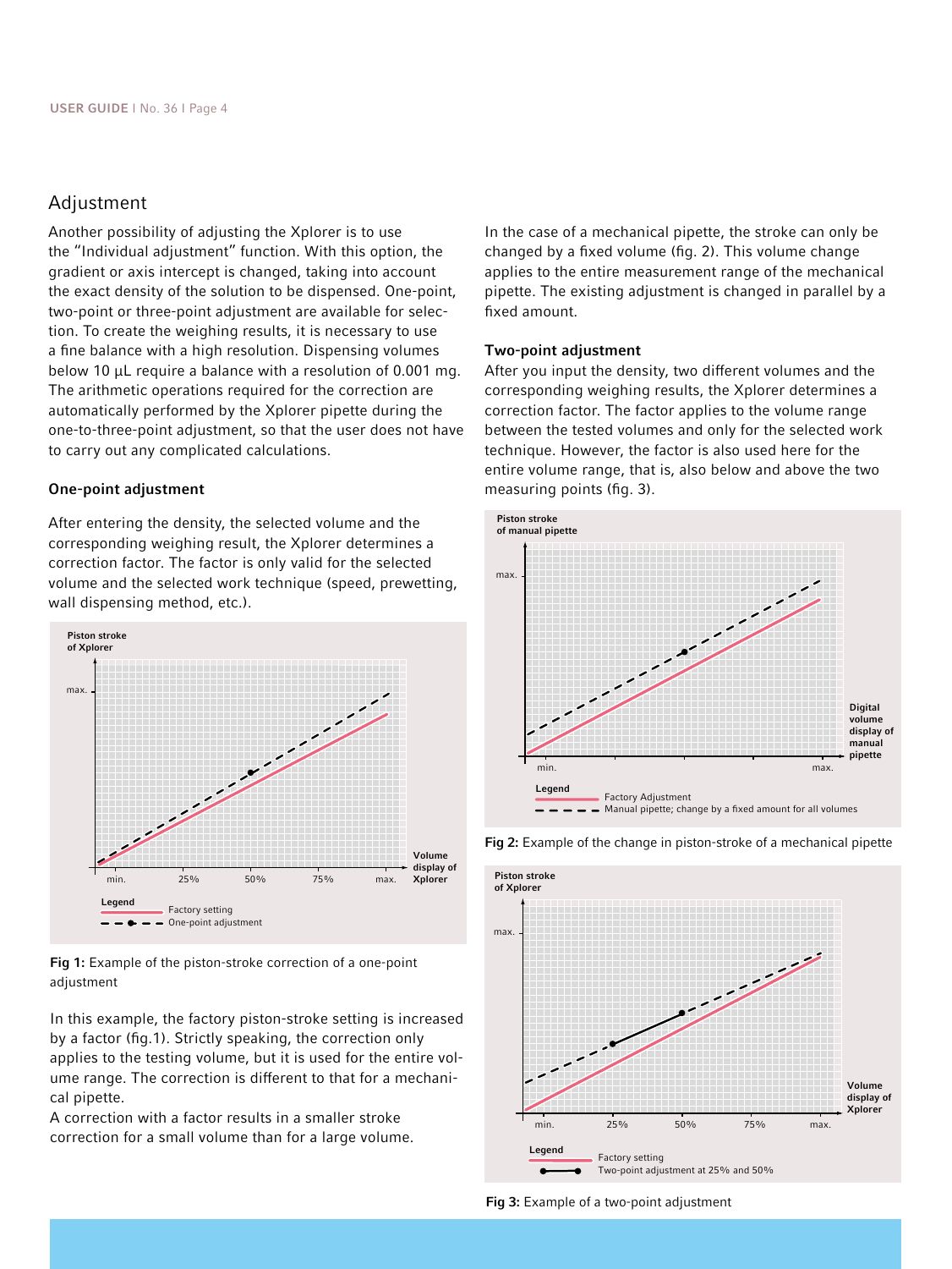## Adjustment

Another possibility of adjusting the Xplorer is to use the "Individual adjustment" function. With this option, the gradient or axis intercept is changed, taking into account the exact density of the solution to be dispensed. One-point, two-point or three-point adjustment are available for selection. To create the weighing results, it is necessary to use a fine balance with a high resolution. Dispensing volumes below 10 µL require a balance with a resolution of 0.001 mg. The arithmetic operations required for the correction are automatically performed by the Xplorer pipette during the one-to-three-point adjustment, so that the user does not have to carry out any complicated calculations.

### One-point adjustment

After entering the density, the selected volume and the corresponding weighing result, the Xplorer determines a correction factor. The factor is only valid for the selected volume and the selected work technique (speed, prewetting, wall dispensing method, etc.).

**Fig 1:** Example of the piston-stroke correction of a one-point adjustment

In this example, the factory piston-stroke setting is increased by a factor (fig.1). Strictly speaking, the correction only applies to the testing volume, but it is used for the entire volume range. The correction is different to that for a mechanical pipette.

A correction with a factor results in a smaller stroke correction for a small volume than for a large volume.

In the case of a mechanical pipette, the stroke can only be changed by a fixed volume (fig. 2). This volume change applies to the entire measurement range of the mechanical pipette. The existing adjustment is changed in parallel by a fixed amount.

### Two-point adjustment

After you input the density, two different volumes and the corresponding weighing results, the Xplorer determines a correction factor. The factor applies to the volume range between the tested volumes and only for the selected work technique. However, the factor is also used here for the entire volume range, that is, also below and above the two measuring points (fig. 3).

**Fig 2:** Example of the change in piston-stroke of a mechanical pipette

**Fig 3:** Example of a two-point adjustment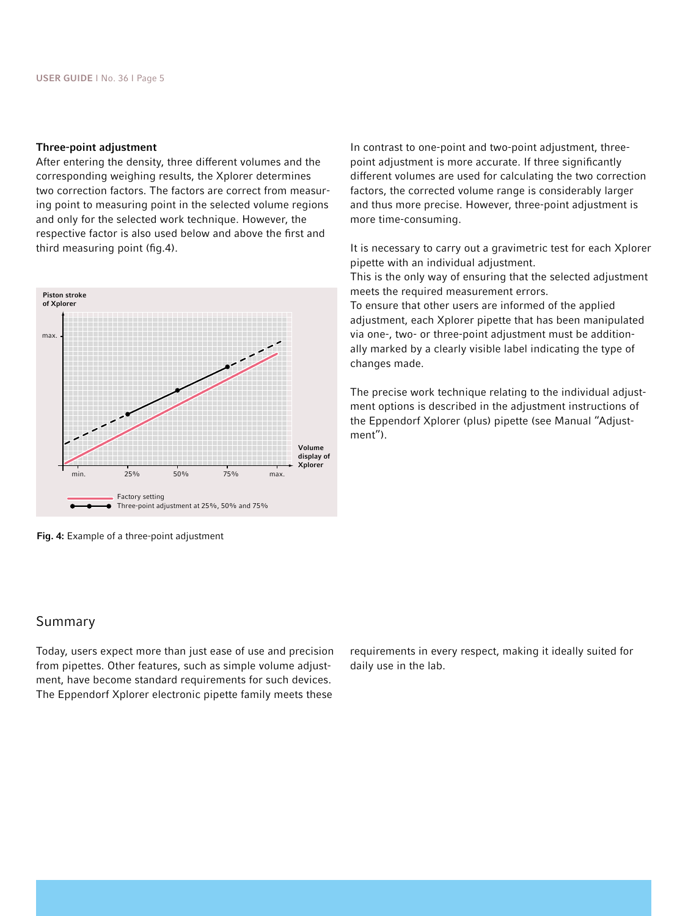### Three-point adjustment

After entering the density, three different volumes and the corresponding weighing results, the Xplorer determines two correction factors. The factors are correct from measuring point to measuring point in the selected volume regions and only for the selected work technique. However, the respective factor is also used below and above the first and third measuring point (fig.4).

Piston stroke of Xplorer

max.

Volume display of Xplorer

min. 25% 50% 75% max.

Factory setting

Three-point adjustment at 25%, 50% and 75%

**Fig. 4:** Example of a three-point adjustment

In contrast to one-point and two-point adjustment, three-point adjustment is more accurate. If three significantly different volumes are used for calculating the two correction factors, the corrected volume range is considerably larger and thus more precise. However, three-point adjustment is more time-consuming.

It is necessary to carry out a gravimetric test for each Xplorer pipette with an individual adjustment.
This is the only way of ensuring that the selected adjustment meets the required measurement errors.
To ensure that other users are informed of the applied adjustment, each Xplorer pipette that has been manipulated via one-, two- or three-point adjustment must be additionally marked by a clearly visible label indicating the type of changes made.

The precise work technique relating to the individual adjustment options is described in the adjustment instructions of the Eppendorf Xplorer (plus) pipette (see Manual "Adjustment").

## Summary

Today, users expect more than just ease of use and precision from pipettes. Other features, such as simple volume adjustment, have become standard requirements for such devices. The Eppendorf Xplorer electronic pipette family meets these requirements in every respect, making it ideally suited for daily use in the lab.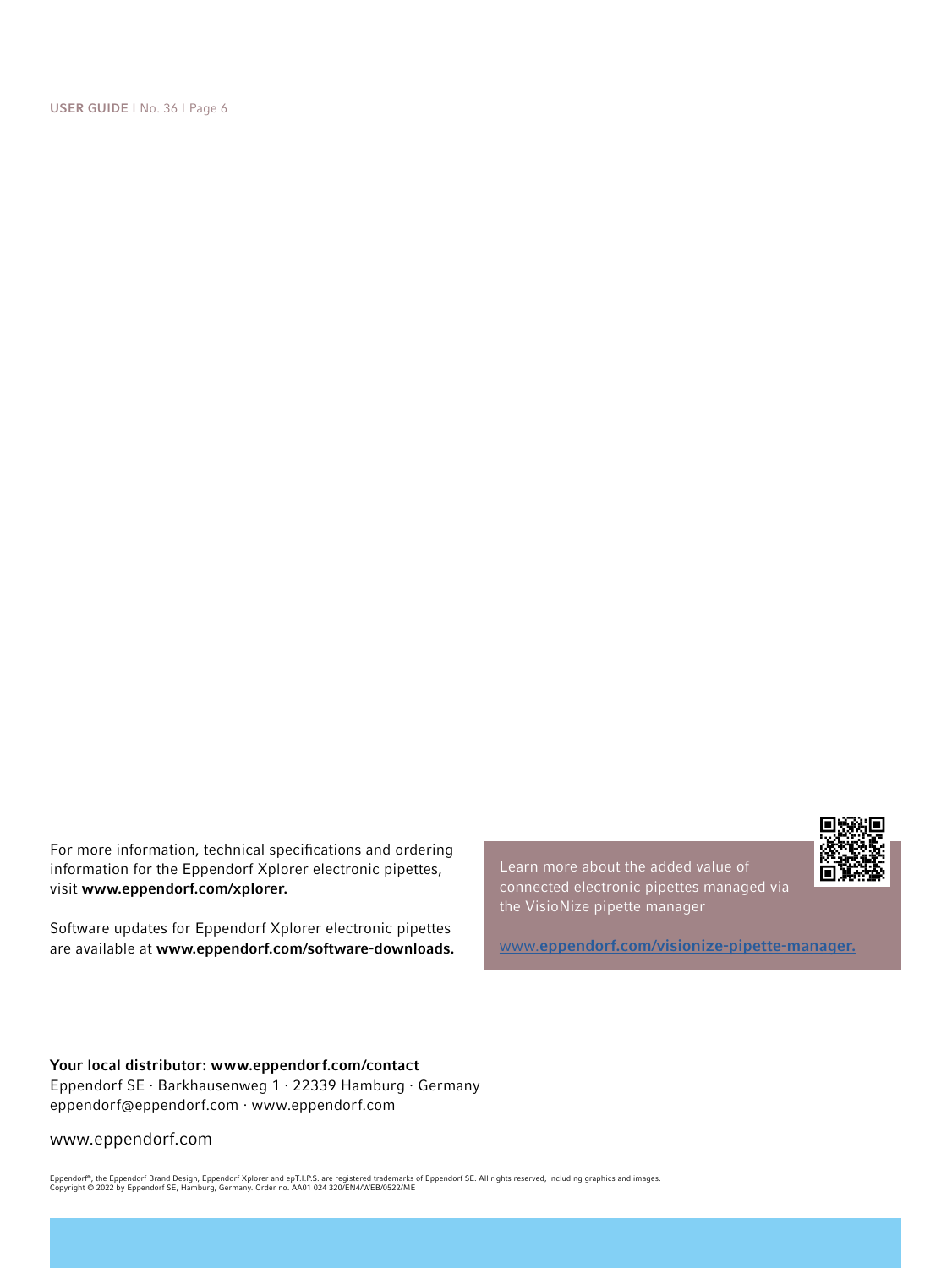For more information, technical specifications and ordering information for the Eppendorf Xplorer electronic pipettes, visit **www.eppendorf.com/xplorer.**

Software updates for Eppendorf Xplorer electronic pipettes are available at **www.eppendorf.com/software-downloads.**

Learn more about the added value of connected electronic pipettes managed via the VisioNize pipette manager

www.**eppendorf.com/visionize-pipette-manager.**

**Your local distributor: www.eppendorf.com/contact**
Eppendorf SE · Barkhausenweg 1 · 22339 Hamburg · Germany
eppendorf@eppendorf.com · www.eppendorf.com

www.eppendorf.com

Eppendorf®, the Eppendorf Brand Design, Eppendorf Xplorer and epT.I.P.S. are registered trademarks of Eppendorf SE. All rights reserved, including graphics and images.
Copyright © 2022 by Eppendorf SE, Hamburg, Germany. Order no. AA01 024 320/EN4/WEB/0522/ME